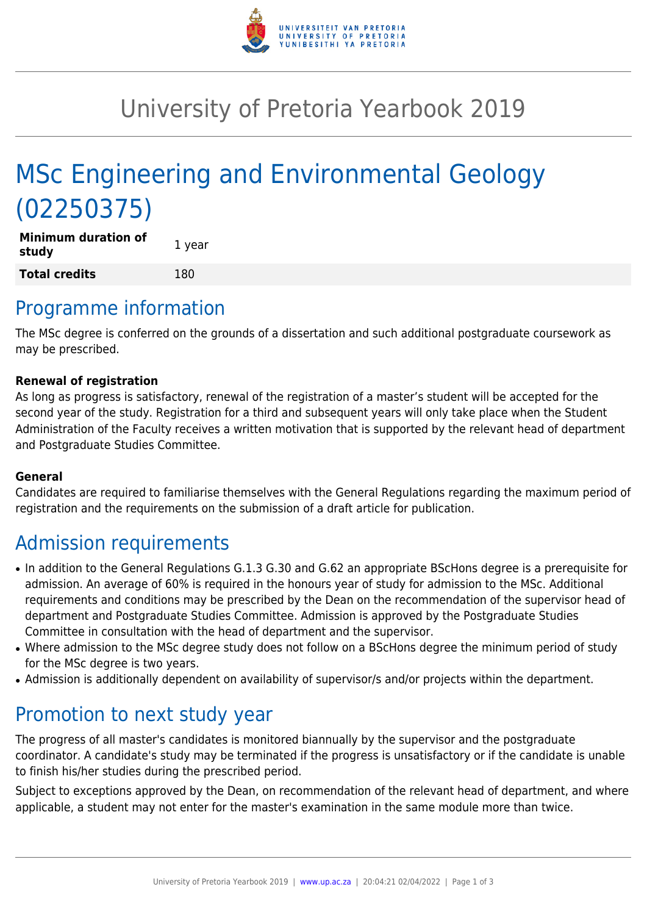# University of Pretoria Yearbook 2019

# MSc Engineering and Environmental Geology (02250375)

| | |
|---|---|
| **Minimum duration of study** | 1 year |
| **Total credits** | 180 |

## Programme information

The MSc degree is conferred on the grounds of a dissertation and such additional postgraduate coursework as may be prescribed.

**Renewal of registration**

As long as progress is satisfactory, renewal of the registration of a master's student will be accepted for the second year of the study. Registration for a third and subsequent years will only take place when the Student Administration of the Faculty receives a written motivation that is supported by the relevant head of department and Postgraduate Studies Committee.

**General**

Candidates are required to familiarise themselves with the General Regulations regarding the maximum period of registration and the requirements on the submission of a draft article for publication.

## Admission requirements

- In addition to the General Regulations G.1.3 G.30 and G.62 an appropriate BScHons degree is a prerequisite for admission. An average of 60% is required in the honours year of study for admission to the MSc. Additional requirements and conditions may be prescribed by the Dean on the recommendation of the supervisor head of department and Postgraduate Studies Committee. Admission is approved by the Postgraduate Studies Committee in consultation with the head of department and the supervisor.
- Where admission to the MSc degree study does not follow on a BScHons degree the minimum period of study for the MSc degree is two years.
- Admission is additionally dependent on availability of supervisor/s and/or projects within the department.

## Promotion to next study year

The progress of all master's candidates is monitored biannually by the supervisor and the postgraduate coordinator. A candidate's study may be terminated if the progress is unsatisfactory or if the candidate is unable to finish his/her studies during the prescribed period.

Subject to exceptions approved by the Dean, on recommendation of the relevant head of department, and where applicable, a student may not enter for the master's examination in the same module more than twice.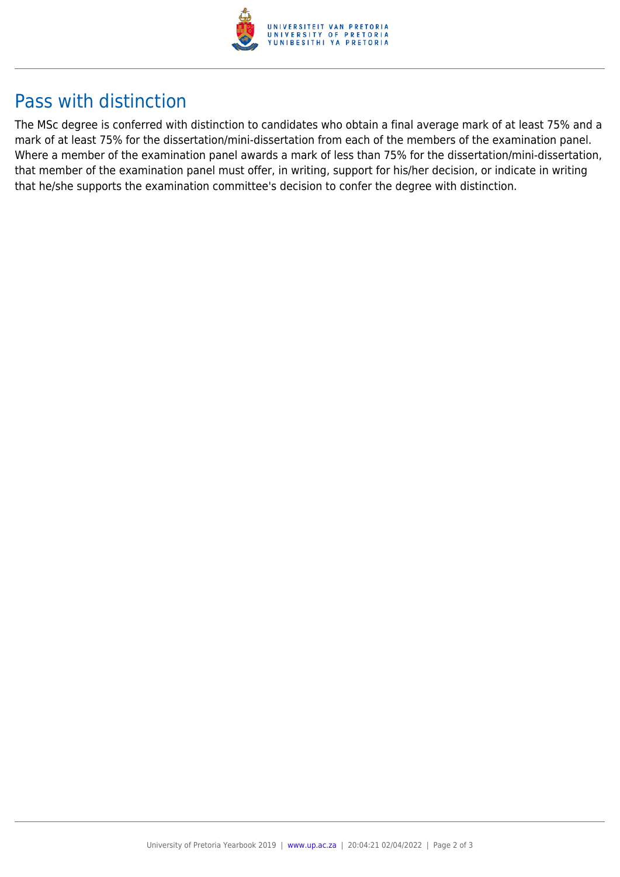## Pass with distinction

The MSc degree is conferred with distinction to candidates who obtain a final average mark of at least 75% and a mark of at least 75% for the dissertation/mini-dissertation from each of the members of the examination panel. Where a member of the examination panel awards a mark of less than 75% for the dissertation/mini-dissertation, that member of the examination panel must offer, in writing, support for his/her decision, or indicate in writing that he/she supports the examination committee's decision to confer the degree with distinction.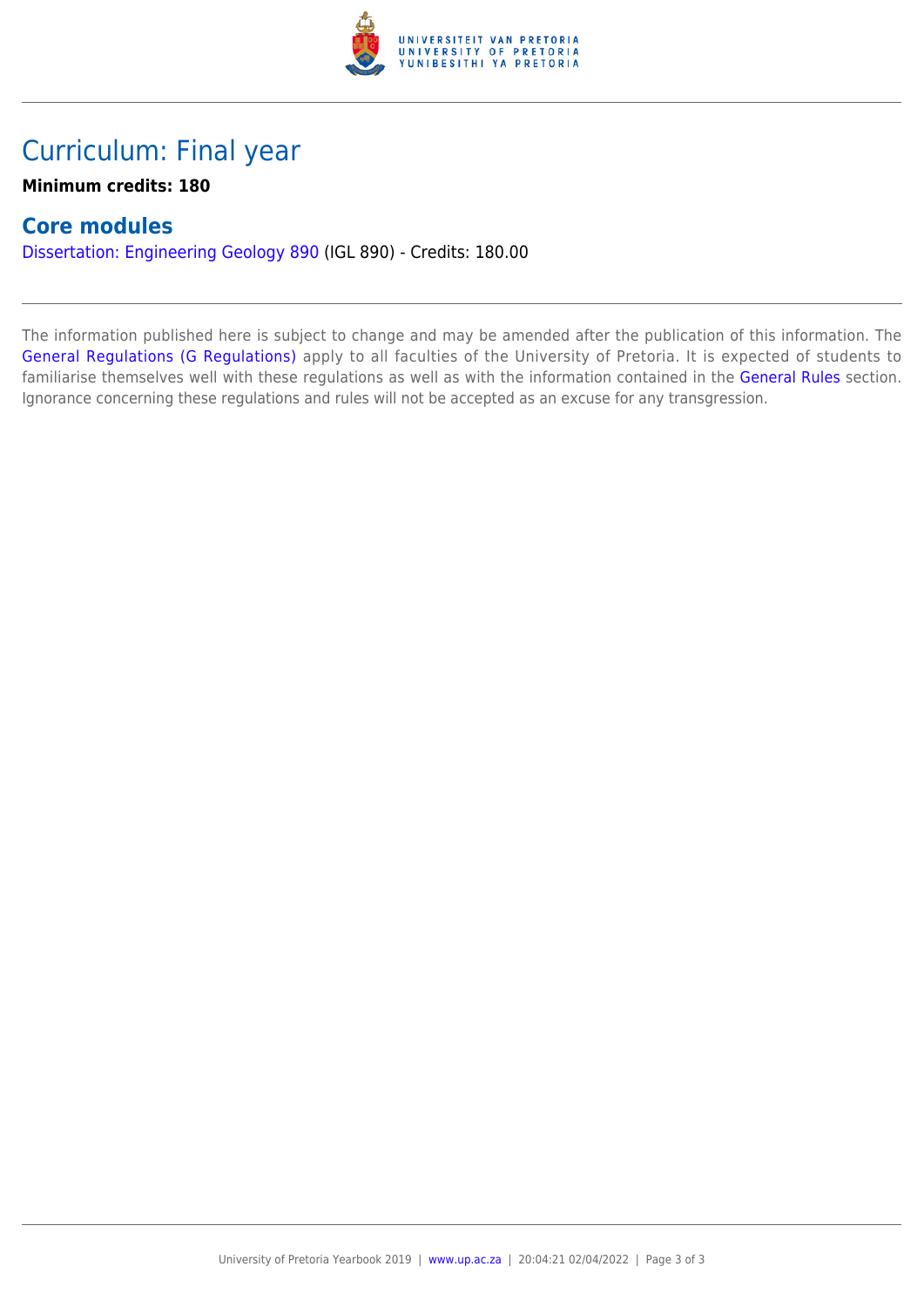# Curriculum: Final year

**Minimum credits: 180**

## Core modules

Dissertation: Engineering Geology 890 (IGL 890) - Credits: 180.00

The information published here is subject to change and may be amended after the publication of this information. The General Regulations (G Regulations) apply to all faculties of the University of Pretoria. It is expected of students to familiarise themselves well with these regulations as well as with the information contained in the General Rules section. Ignorance concerning these regulations and rules will not be accepted as an excuse for any transgression.